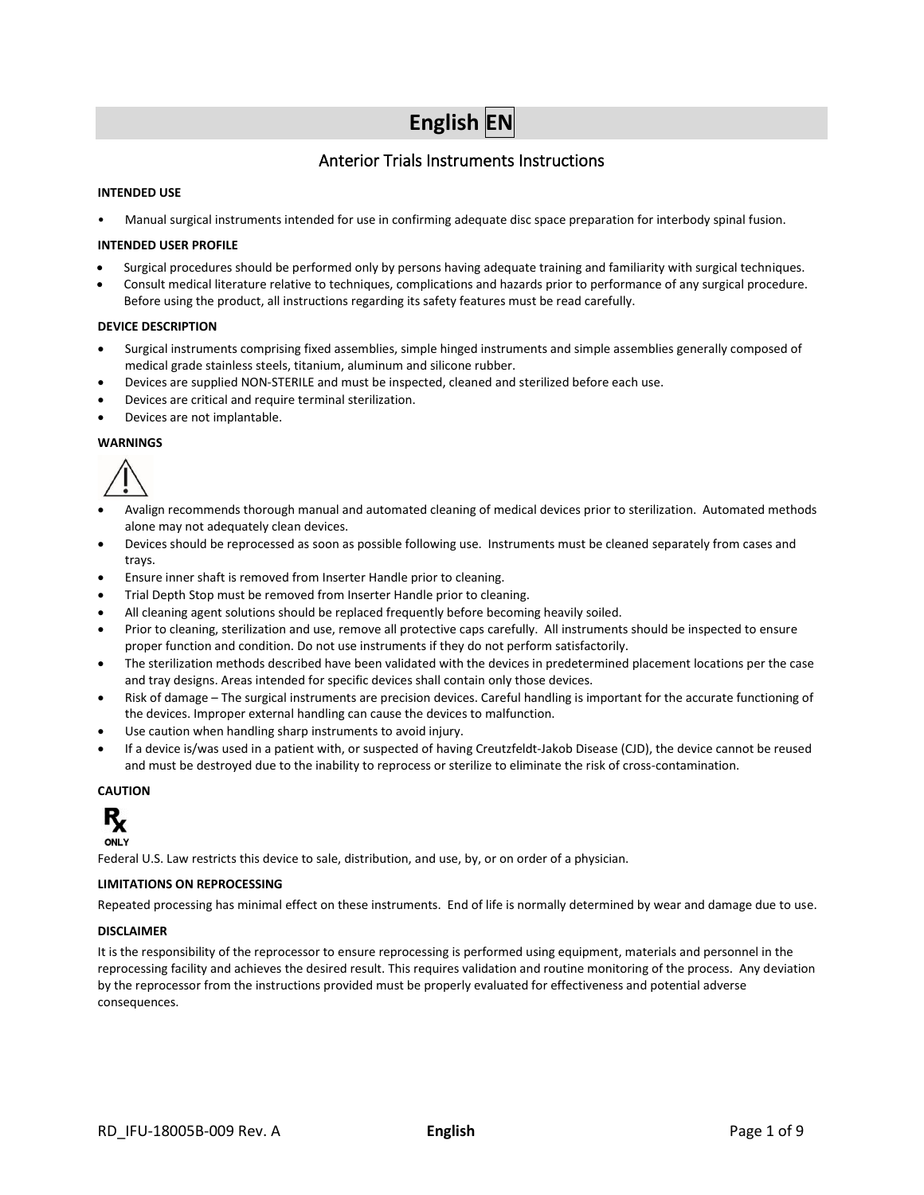# English EN

## Anterior Trials Instruments Instructions

**INTENDED USE**

- Manual surgical instruments intended for use in confirming adequate disc space preparation for interbody spinal fusion.

**INTENDED USER PROFILE**

- Surgical procedures should be performed only by persons having adequate training and familiarity with surgical techniques.
- Consult medical literature relative to techniques, complications and hazards prior to performance of any surgical procedure. Before using the product, all instructions regarding its safety features must be read carefully.

**DEVICE DESCRIPTION**

- Surgical instruments comprising fixed assemblies, simple hinged instruments and simple assemblies generally composed of medical grade stainless steels, titanium, aluminum and silicone rubber.
- Devices are supplied NON-STERILE and must be inspected, cleaned and sterilized before each use.
- Devices are critical and require terminal sterilization.
- Devices are not implantable.

**WARNINGS**

- Avalign recommends thorough manual and automated cleaning of medical devices prior to sterilization. Automated methods alone may not adequately clean devices.
- Devices should be reprocessed as soon as possible following use. Instruments must be cleaned separately from cases and trays.
- Ensure inner shaft is removed from Inserter Handle prior to cleaning.
- Trial Depth Stop must be removed from Inserter Handle prior to cleaning.
- All cleaning agent solutions should be replaced frequently before becoming heavily soiled.
- Prior to cleaning, sterilization and use, remove all protective caps carefully. All instruments should be inspected to ensure proper function and condition. Do not use instruments if they do not perform satisfactorily.
- The sterilization methods described have been validated with the devices in predetermined placement locations per the case and tray designs. Areas intended for specific devices shall contain only those devices.
- Risk of damage – The surgical instruments are precision devices. Careful handling is important for the accurate functioning of the devices. Improper external handling can cause the devices to malfunction.
- Use caution when handling sharp instruments to avoid injury.
- If a device is/was used in a patient with, or suspected of having Creutzfeldt-Jakob Disease (CJD), the device cannot be reused and must be destroyed due to the inability to reprocess or sterilize to eliminate the risk of cross-contamination.

**CAUTION**

Rx ONLY

Federal U.S. Law restricts this device to sale, distribution, and use, by, or on order of a physician.

**LIMITATIONS ON REPROCESSING**

Repeated processing has minimal effect on these instruments. End of life is normally determined by wear and damage due to use.

**DISCLAIMER**

It is the responsibility of the reprocessor to ensure reprocessing is performed using equipment, materials and personnel in the reprocessing facility and achieves the desired result. This requires validation and routine monitoring of the process. Any deviation by the reprocessor from the instructions provided must be properly evaluated for effectiveness and potential adverse consequences.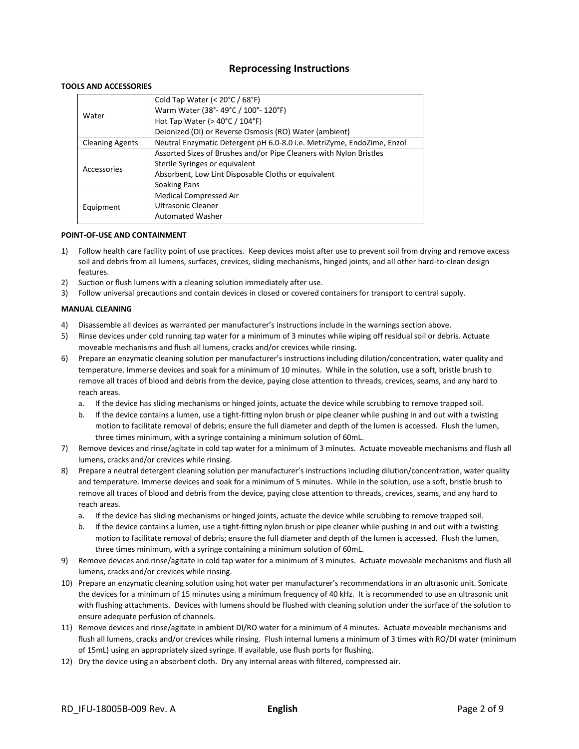## Reprocessing Instructions

**TOOLS AND ACCESSORIES**

| | |
|---|---|
| Water | Cold Tap Water (< 20°C / 68°F)<br>Warm Water (38°- 49°C / 100°- 120°F)<br>Hot Tap Water (> 40°C / 104°F)<br>Deionized (DI) or Reverse Osmosis (RO) Water (ambient) |
| Cleaning Agents | Neutral Enzymatic Detergent pH 6.0-8.0 i.e. MetriZyme, EndoZime, Enzol |
| Accessories | Assorted Sizes of Brushes and/or Pipe Cleaners with Nylon Bristles<br>Sterile Syringes or equivalent<br>Absorbent, Low Lint Disposable Cloths or equivalent<br>Soaking Pans |
| Equipment | Medical Compressed Air<br>Ultrasonic Cleaner<br>Automated Washer |

**POINT-OF-USE AND CONTAINMENT**

1) Follow health care facility point of use practices. Keep devices moist after use to prevent soil from drying and remove excess soil and debris from all lumens, surfaces, crevices, sliding mechanisms, hinged joints, and all other hard-to-clean design features.
2) Suction or flush lumens with a cleaning solution immediately after use.
3) Follow universal precautions and contain devices in closed or covered containers for transport to central supply.

**MANUAL CLEANING**

4) Disassemble all devices as warranted per manufacturer's instructions include in the warnings section above.
5) Rinse devices under cold running tap water for a minimum of 3 minutes while wiping off residual soil or debris. Actuate moveable mechanisms and flush all lumens, cracks and/or crevices while rinsing.
6) Prepare an enzymatic cleaning solution per manufacturer's instructions including dilution/concentration, water quality and temperature. Immerse devices and soak for a minimum of 10 minutes. While in the solution, use a soft, bristle brush to remove all traces of blood and debris from the device, paying close attention to threads, crevices, seams, and any hard to reach areas.
   a. If the device has sliding mechanisms or hinged joints, actuate the device while scrubbing to remove trapped soil.
   b. If the device contains a lumen, use a tight-fitting nylon brush or pipe cleaner while pushing in and out with a twisting motion to facilitate removal of debris; ensure the full diameter and depth of the lumen is accessed. Flush the lumen, three times minimum, with a syringe containing a minimum solution of 60mL.
7) Remove devices and rinse/agitate in cold tap water for a minimum of 3 minutes. Actuate moveable mechanisms and flush all lumens, cracks and/or crevices while rinsing.
8) Prepare a neutral detergent cleaning solution per manufacturer's instructions including dilution/concentration, water quality and temperature. Immerse devices and soak for a minimum of 5 minutes. While in the solution, use a soft, bristle brush to remove all traces of blood and debris from the device, paying close attention to threads, crevices, seams, and any hard to reach areas.
   a. If the device has sliding mechanisms or hinged joints, actuate the device while scrubbing to remove trapped soil.
   b. If the device contains a lumen, use a tight-fitting nylon brush or pipe cleaner while pushing in and out with a twisting motion to facilitate removal of debris; ensure the full diameter and depth of the lumen is accessed. Flush the lumen, three times minimum, with a syringe containing a minimum solution of 60mL.
9) Remove devices and rinse/agitate in cold tap water for a minimum of 3 minutes. Actuate moveable mechanisms and flush all lumens, cracks and/or crevices while rinsing.
10) Prepare an enzymatic cleaning solution using hot water per manufacturer's recommendations in an ultrasonic unit. Sonicate the devices for a minimum of 15 minutes using a minimum frequency of 40 kHz. It is recommended to use an ultrasonic unit with flushing attachments. Devices with lumens should be flushed with cleaning solution under the surface of the solution to ensure adequate perfusion of channels.
11) Remove devices and rinse/agitate in ambient DI/RO water for a minimum of 4 minutes. Actuate moveable mechanisms and flush all lumens, cracks and/or crevices while rinsing. Flush internal lumens a minimum of 3 times with RO/DI water (minimum of 15mL) using an appropriately sized syringe. If available, use flush ports for flushing.
12) Dry the device using an absorbent cloth. Dry any internal areas with filtered, compressed air.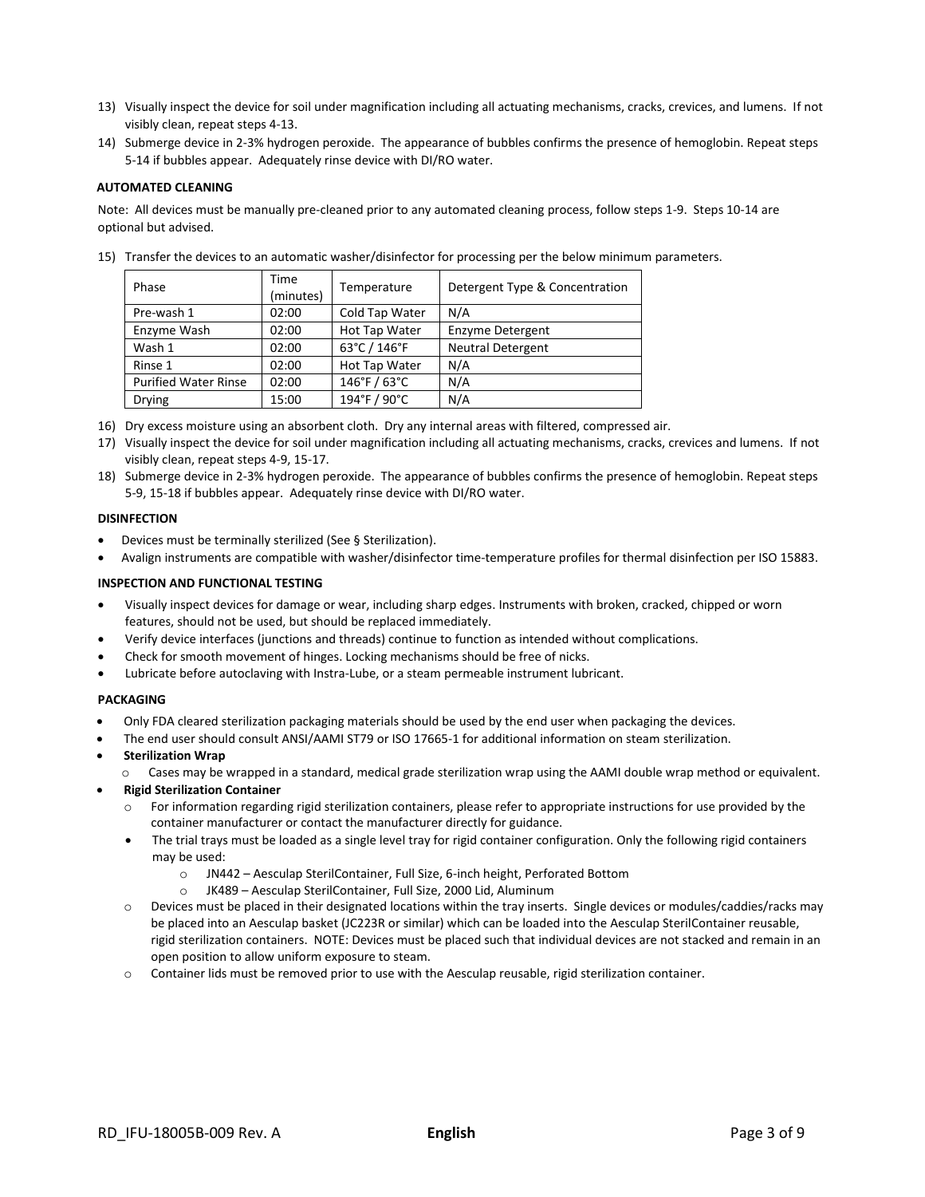13) Visually inspect the device for soil under magnification including all actuating mechanisms, cracks, crevices, and lumens. If not visibly clean, repeat steps 4-13.
14) Submerge device in 2-3% hydrogen peroxide. The appearance of bubbles confirms the presence of hemoglobin. Repeat steps 5-14 if bubbles appear. Adequately rinse device with DI/RO water.

**AUTOMATED CLEANING**

Note: All devices must be manually pre-cleaned prior to any automated cleaning process, follow steps 1-9. Steps 10-14 are optional but advised.

15) Transfer the devices to an automatic washer/disinfector for processing per the below minimum parameters.

| Phase | Time (minutes) | Temperature | Detergent Type & Concentration |
|---|---|---|---|
| Pre-wash 1 | 02:00 | Cold Tap Water | N/A |
| Enzyme Wash | 02:00 | Hot Tap Water | Enzyme Detergent |
| Wash 1 | 02:00 | 63°C / 146°F | Neutral Detergent |
| Rinse 1 | 02:00 | Hot Tap Water | N/A |
| Purified Water Rinse | 02:00 | 146°F / 63°C | N/A |
| Drying | 15:00 | 194°F / 90°C | N/A |

16) Dry excess moisture using an absorbent cloth. Dry any internal areas with filtered, compressed air.
17) Visually inspect the device for soil under magnification including all actuating mechanisms, cracks, crevices and lumens. If not visibly clean, repeat steps 4-9, 15-17.
18) Submerge device in 2-3% hydrogen peroxide. The appearance of bubbles confirms the presence of hemoglobin. Repeat steps 5-9, 15-18 if bubbles appear. Adequately rinse device with DI/RO water.

**DISINFECTION**

- Devices must be terminally sterilized (See § Sterilization).
- Avalign instruments are compatible with washer/disinfector time-temperature profiles for thermal disinfection per ISO 15883.

**INSPECTION AND FUNCTIONAL TESTING**

- Visually inspect devices for damage or wear, including sharp edges. Instruments with broken, cracked, chipped or worn features, should not be used, but should be replaced immediately.
- Verify device interfaces (junctions and threads) continue to function as intended without complications.
- Check for smooth movement of hinges. Locking mechanisms should be free of nicks.
- Lubricate before autoclaving with Instra-Lube, or a steam permeable instrument lubricant.

**PACKAGING**

- Only FDA cleared sterilization packaging materials should be used by the end user when packaging the devices.
- The end user should consult ANSI/AAMI ST79 or ISO 17665-1 for additional information on steam sterilization.
- **Sterilization Wrap**
  - Cases may be wrapped in a standard, medical grade sterilization wrap using the AAMI double wrap method or equivalent.
- **Rigid Sterilization Container**
  - For information regarding rigid sterilization containers, please refer to appropriate instructions for use provided by the container manufacturer or contact the manufacturer directly for guidance.
  - The trial trays must be loaded as a single level tray for rigid container configuration. Only the following rigid containers may be used:
    - JN442 – Aesculap SterilContainer, Full Size, 6-inch height, Perforated Bottom
    - JK489 – Aesculap SterilContainer, Full Size, 2000 Lid, Aluminum
  - Devices must be placed in their designated locations within the tray inserts. Single devices or modules/caddies/racks may be placed into an Aesculap basket (JC223R or similar) which can be loaded into the Aesculap SterilContainer reusable, rigid sterilization containers. NOTE: Devices must be placed such that individual devices are not stacked and remain in an open position to allow uniform exposure to steam.
  - Container lids must be removed prior to use with the Aesculap reusable, rigid sterilization container.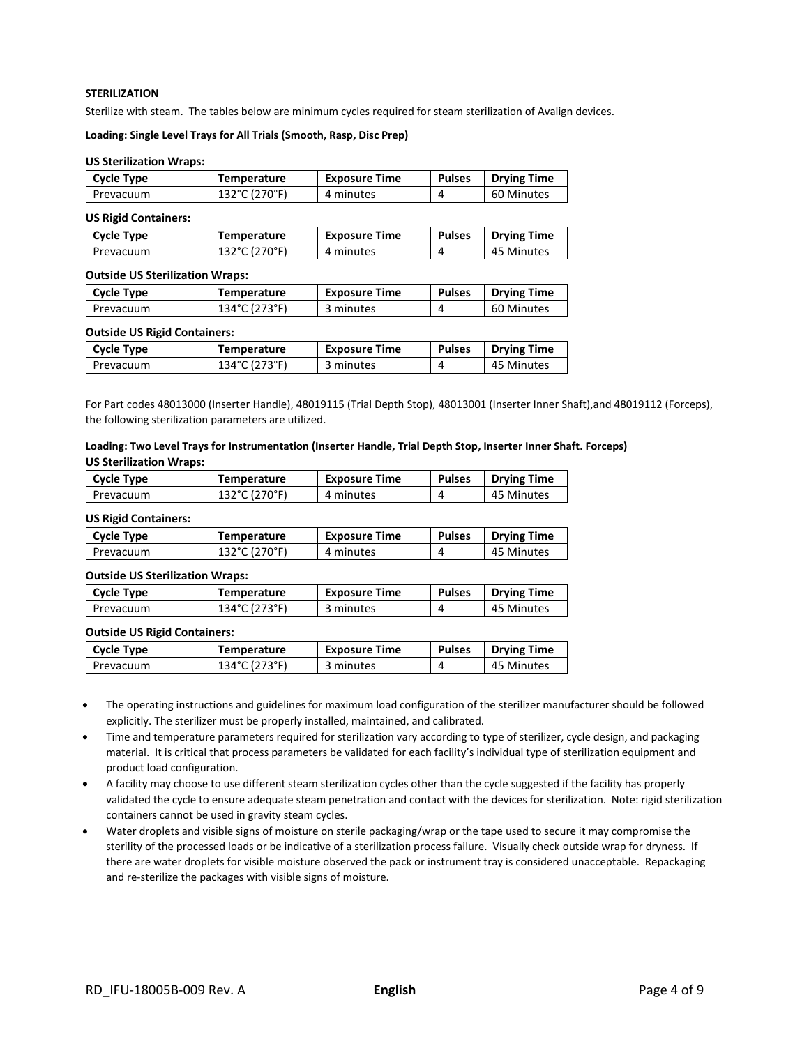**STERILIZATION**

Sterilize with steam. The tables below are minimum cycles required for steam sterilization of Avalign devices.

**Loading: Single Level Trays for All Trials (Smooth, Rasp, Disc Prep)**

**US Sterilization Wraps:**

| Cycle Type | Temperature | Exposure Time | Pulses | Drying Time |
|---|---|---|---|---|
| Prevacuum | 132°C (270°F) | 4 minutes | 4 | 60 Minutes |

**US Rigid Containers:**

| Cycle Type | Temperature | Exposure Time | Pulses | Drying Time |
|---|---|---|---|---|
| Prevacuum | 132°C (270°F) | 4 minutes | 4 | 45 Minutes |

**Outside US Sterilization Wraps:**

| Cycle Type | Temperature | Exposure Time | Pulses | Drying Time |
|---|---|---|---|---|
| Prevacuum | 134°C (273°F) | 3 minutes | 4 | 60 Minutes |

**Outside US Rigid Containers:**

| Cycle Type | Temperature | Exposure Time | Pulses | Drying Time |
|---|---|---|---|---|
| Prevacuum | 134°C (273°F) | 3 minutes | 4 | 45 Minutes |

For Part codes 48013000 (Inserter Handle), 48019115 (Trial Depth Stop), 48013001 (Inserter Inner Shaft),and 48019112 (Forceps), the following sterilization parameters are utilized.

**Loading: Two Level Trays for Instrumentation (Inserter Handle, Trial Depth Stop, Inserter Inner Shaft. Forceps)**

**US Sterilization Wraps:**

| Cycle Type | Temperature | Exposure Time | Pulses | Drying Time |
|---|---|---|---|---|
| Prevacuum | 132°C (270°F) | 4 minutes | 4 | 45 Minutes |

**US Rigid Containers:**

| Cycle Type | Temperature | Exposure Time | Pulses | Drying Time |
|---|---|---|---|---|
| Prevacuum | 132°C (270°F) | 4 minutes | 4 | 45 Minutes |

**Outside US Sterilization Wraps:**

| Cycle Type | Temperature | Exposure Time | Pulses | Drying Time |
|---|---|---|---|---|
| Prevacuum | 134°C (273°F) | 3 minutes | 4 | 45 Minutes |

**Outside US Rigid Containers:**

| Cycle Type | Temperature | Exposure Time | Pulses | Drying Time |
|---|---|---|---|---|
| Prevacuum | 134°C (273°F) | 3 minutes | 4 | 45 Minutes |

- The operating instructions and guidelines for maximum load configuration of the sterilizer manufacturer should be followed explicitly. The sterilizer must be properly installed, maintained, and calibrated.
- Time and temperature parameters required for sterilization vary according to type of sterilizer, cycle design, and packaging material. It is critical that process parameters be validated for each facility's individual type of sterilization equipment and product load configuration.
- A facility may choose to use different steam sterilization cycles other than the cycle suggested if the facility has properly validated the cycle to ensure adequate steam penetration and contact with the devices for sterilization. Note: rigid sterilization containers cannot be used in gravity steam cycles.
- Water droplets and visible signs of moisture on sterile packaging/wrap or the tape used to secure it may compromise the sterility of the processed loads or be indicative of a sterilization process failure. Visually check outside wrap for dryness. If there are water droplets for visible moisture observed the pack or instrument tray is considered unacceptable. Repackaging and re-sterilize the packages with visible signs of moisture.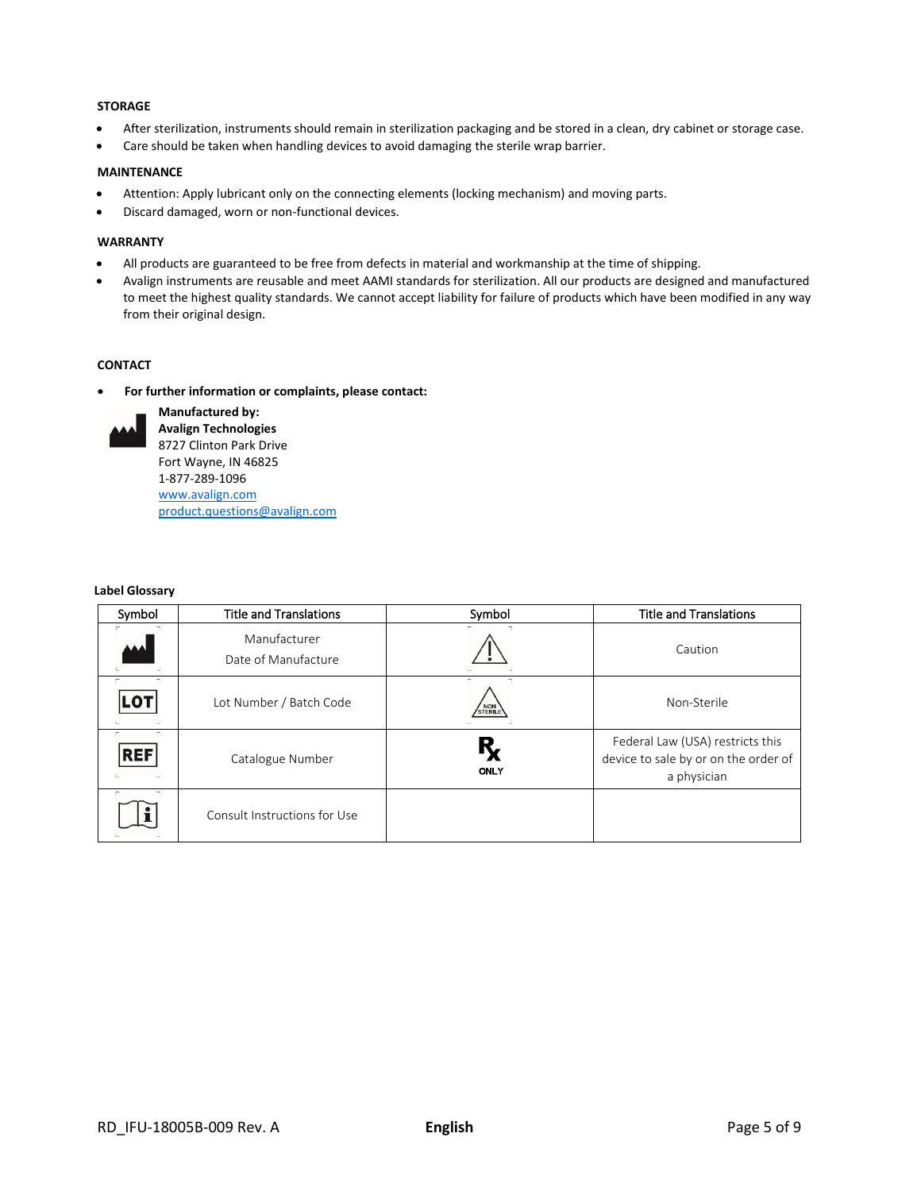### STORAGE

- After sterilization, instruments should remain in sterilization packaging and be stored in a clean, dry cabinet or storage case.
- Care should be taken when handling devices to avoid damaging the sterile wrap barrier.

### MAINTENANCE

- Attention: Apply lubricant only on the connecting elements (locking mechanism) and moving parts.
- Discard damaged, worn or non-functional devices.

### WARRANTY

- All products are guaranteed to be free from defects in material and workmanship at the time of shipping.
- Avalign instruments are reusable and meet AAMI standards for sterilization. All our products are designed and manufactured to meet the highest quality standards. We cannot accept liability for failure of products which have been modified in any way from their original design.

### CONTACT

- **For further information or complaints, please contact:**

**Manufactured by:**
**Avalign Technologies**
8727 Clinton Park Drive
Fort Wayne, IN 46825
1-877-289-1096
www.avalign.com
product.questions@avalign.com

**Label Glossary**

| Symbol | Title and Translations | Symbol | Title and Translations |
|---|---|---|---|
| (Manufacturer symbol) | Manufacturer<br>Date of Manufacture | (Caution symbol) | Caution |
| LOT | Lot Number / Batch Code | NON STERILE | Non-Sterile |
| REF | Catalogue Number | Rx ONLY | Federal Law (USA) restricts this device to sale by or on the order of a physician |
| (Instructions for Use symbol) | Consult Instructions for Use | | |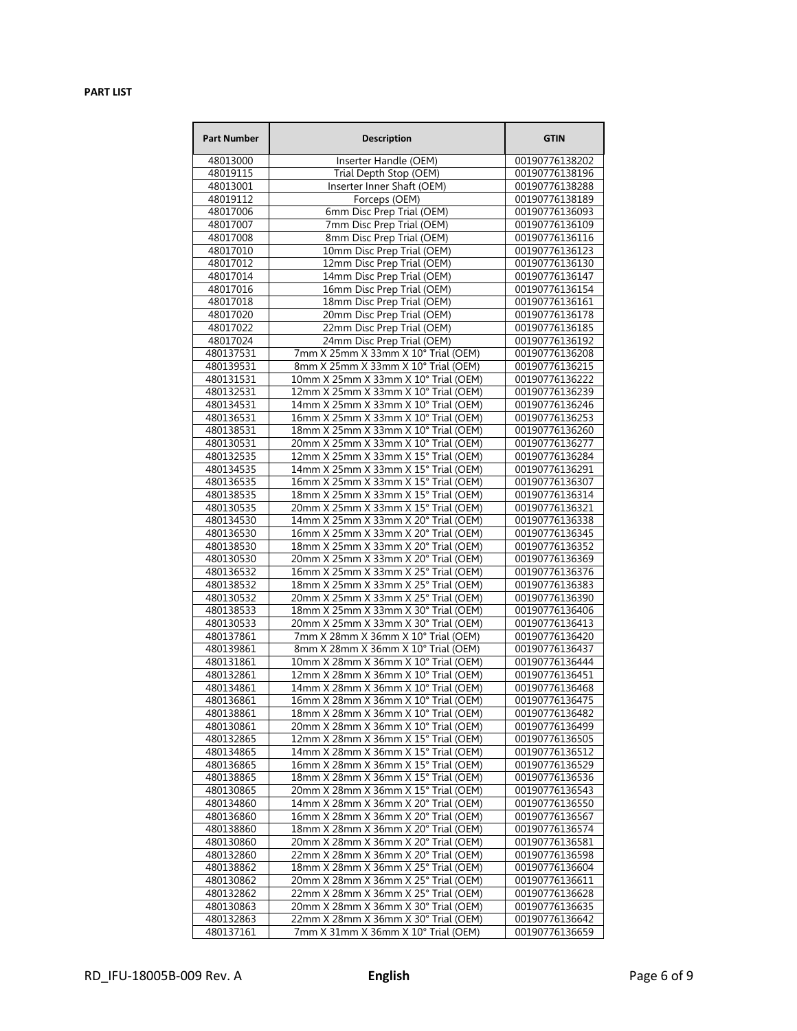**PART LIST**

| Part Number | Description | GTIN |
|---|---|---|
| 48013000 | Inserter Handle (OEM) | 00190776138202 |
| 48019115 | Trial Depth Stop (OEM) | 00190776138196 |
| 48013001 | Inserter Inner Shaft (OEM) | 00190776138288 |
| 48019112 | Forceps (OEM) | 00190776138189 |
| 48017006 | 6mm Disc Prep Trial (OEM) | 00190776136093 |
| 48017007 | 7mm Disc Prep Trial (OEM) | 00190776136109 |
| 48017008 | 8mm Disc Prep Trial (OEM) | 00190776136116 |
| 48017010 | 10mm Disc Prep Trial (OEM) | 00190776136123 |
| 48017012 | 12mm Disc Prep Trial (OEM) | 00190776136130 |
| 48017014 | 14mm Disc Prep Trial (OEM) | 00190776136147 |
| 48017016 | 16mm Disc Prep Trial (OEM) | 00190776136154 |
| 48017018 | 18mm Disc Prep Trial (OEM) | 00190776136161 |
| 48017020 | 20mm Disc Prep Trial (OEM) | 00190776136178 |
| 48017022 | 22mm Disc Prep Trial (OEM) | 00190776136185 |
| 48017024 | 24mm Disc Prep Trial (OEM) | 00190776136192 |
| 480137531 | 7mm X 25mm X 33mm X 10° Trial (OEM) | 00190776136208 |
| 480139531 | 8mm X 25mm X 33mm X 10° Trial (OEM) | 00190776136215 |
| 480131531 | 10mm X 25mm X 33mm X 10° Trial (OEM) | 00190776136222 |
| 480132531 | 12mm X 25mm X 33mm X 10° Trial (OEM) | 00190776136239 |
| 480134531 | 14mm X 25mm X 33mm X 10° Trial (OEM) | 00190776136246 |
| 480136531 | 16mm X 25mm X 33mm X 10° Trial (OEM) | 00190776136253 |
| 480138531 | 18mm X 25mm X 33mm X 10° Trial (OEM) | 00190776136260 |
| 480130531 | 20mm X 25mm X 33mm X 10° Trial (OEM) | 00190776136277 |
| 480132535 | 12mm X 25mm X 33mm X 15° Trial (OEM) | 00190776136284 |
| 480134535 | 14mm X 25mm X 33mm X 15° Trial (OEM) | 00190776136291 |
| 480136535 | 16mm X 25mm X 33mm X 15° Trial (OEM) | 00190776136307 |
| 480138535 | 18mm X 25mm X 33mm X 15° Trial (OEM) | 00190776136314 |
| 480130535 | 20mm X 25mm X 33mm X 15° Trial (OEM) | 00190776136321 |
| 480134530 | 14mm X 25mm X 33mm X 20° Trial (OEM) | 00190776136338 |
| 480136530 | 16mm X 25mm X 33mm X 20° Trial (OEM) | 00190776136345 |
| 480138530 | 18mm X 25mm X 33mm X 20° Trial (OEM) | 00190776136352 |
| 480130530 | 20mm X 25mm X 33mm X 20° Trial (OEM) | 00190776136369 |
| 480136532 | 16mm X 25mm X 33mm X 25° Trial (OEM) | 00190776136376 |
| 480138532 | 18mm X 25mm X 33mm X 25° Trial (OEM) | 00190776136383 |
| 480130532 | 20mm X 25mm X 33mm X 25° Trial (OEM) | 00190776136390 |
| 480138533 | 18mm X 25mm X 33mm X 30° Trial (OEM) | 00190776136406 |
| 480130533 | 20mm X 25mm X 33mm X 30° Trial (OEM) | 00190776136413 |
| 480137861 | 7mm X 28mm X 36mm X 10° Trial (OEM) | 00190776136420 |
| 480139861 | 8mm X 28mm X 36mm X 10° Trial (OEM) | 00190776136437 |
| 480131861 | 10mm X 28mm X 36mm X 10° Trial (OEM) | 00190776136444 |
| 480132861 | 12mm X 28mm X 36mm X 10° Trial (OEM) | 00190776136451 |
| 480134861 | 14mm X 28mm X 36mm X 10° Trial (OEM) | 00190776136468 |
| 480136861 | 16mm X 28mm X 36mm X 10° Trial (OEM) | 00190776136475 |
| 480138861 | 18mm X 28mm X 36mm X 10° Trial (OEM) | 00190776136482 |
| 480130861 | 20mm X 28mm X 36mm X 10° Trial (OEM) | 00190776136499 |
| 480132865 | 12mm X 28mm X 36mm X 15° Trial (OEM) | 00190776136505 |
| 480134865 | 14mm X 28mm X 36mm X 15° Trial (OEM) | 00190776136512 |
| 480136865 | 16mm X 28mm X 36mm X 15° Trial (OEM) | 00190776136529 |
| 480138865 | 18mm X 28mm X 36mm X 15° Trial (OEM) | 00190776136536 |
| 480130865 | 20mm X 28mm X 36mm X 15° Trial (OEM) | 00190776136543 |
| 480134860 | 14mm X 28mm X 36mm X 20° Trial (OEM) | 00190776136550 |
| 480136860 | 16mm X 28mm X 36mm X 20° Trial (OEM) | 00190776136567 |
| 480138860 | 18mm X 28mm X 36mm X 20° Trial (OEM) | 00190776136574 |
| 480130860 | 20mm X 28mm X 36mm X 20° Trial (OEM) | 00190776136581 |
| 480132860 | 22mm X 28mm X 36mm X 20° Trial (OEM) | 00190776136598 |
| 480138862 | 18mm X 28mm X 36mm X 25° Trial (OEM) | 00190776136604 |
| 480130862 | 20mm X 28mm X 36mm X 25° Trial (OEM) | 00190776136611 |
| 480132862 | 22mm X 28mm X 36mm X 25° Trial (OEM) | 00190776136628 |
| 480130863 | 20mm X 28mm X 36mm X 30° Trial (OEM) | 00190776136635 |
| 480132863 | 22mm X 28mm X 36mm X 30° Trial (OEM) | 00190776136642 |
| 480137161 | 7mm X 31mm X 36mm X 10° Trial (OEM) | 00190776136659 |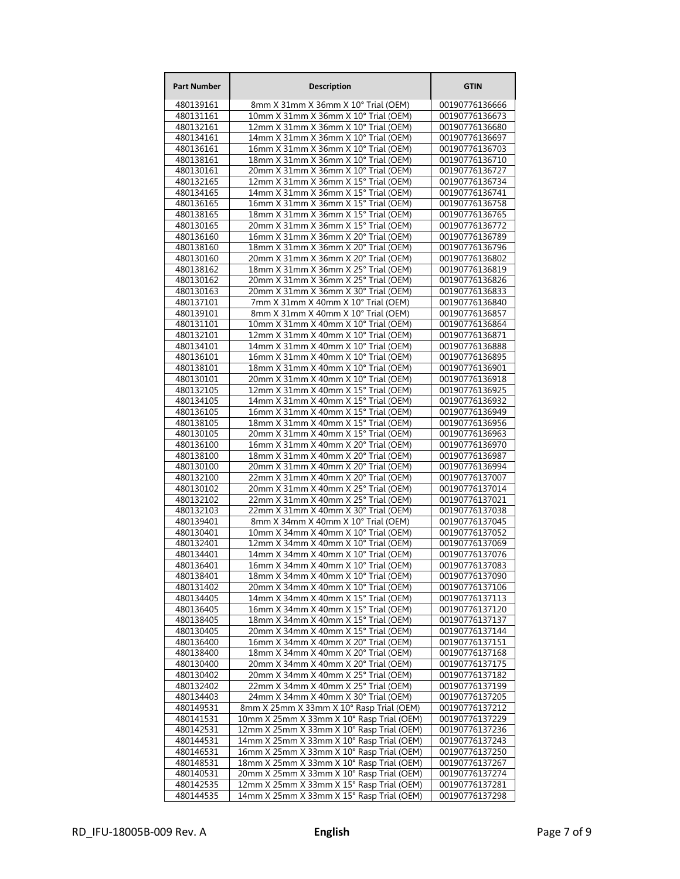| Part Number | Description | GTIN |
| --- | --- | --- |
| 480139161 | 8mm X 31mm X 36mm X 10° Trial (OEM) | 00190776136666 |
| 480131161 | 10mm X 31mm X 36mm X 10° Trial (OEM) | 00190776136673 |
| 480132161 | 12mm X 31mm X 36mm X 10° Trial (OEM) | 00190776136680 |
| 480134161 | 14mm X 31mm X 36mm X 10° Trial (OEM) | 00190776136697 |
| 480136161 | 16mm X 31mm X 36mm X 10° Trial (OEM) | 00190776136703 |
| 480138161 | 18mm X 31mm X 36mm X 10° Trial (OEM) | 00190776136710 |
| 480130161 | 20mm X 31mm X 36mm X 10° Trial (OEM) | 00190776136727 |
| 480132165 | 12mm X 31mm X 36mm X 15° Trial (OEM) | 00190776136734 |
| 480134165 | 14mm X 31mm X 36mm X 15° Trial (OEM) | 00190776136741 |
| 480136165 | 16mm X 31mm X 36mm X 15° Trial (OEM) | 00190776136758 |
| 480138165 | 18mm X 31mm X 36mm X 15° Trial (OEM) | 00190776136765 |
| 480130165 | 20mm X 31mm X 36mm X 15° Trial (OEM) | 00190776136772 |
| 480136160 | 16mm X 31mm X 36mm X 20° Trial (OEM) | 00190776136789 |
| 480138160 | 18mm X 31mm X 36mm X 20° Trial (OEM) | 00190776136796 |
| 480130160 | 20mm X 31mm X 36mm X 20° Trial (OEM) | 00190776136802 |
| 480138162 | 18mm X 31mm X 36mm X 25° Trial (OEM) | 00190776136819 |
| 480130162 | 20mm X 31mm X 36mm X 25° Trial (OEM) | 00190776136826 |
| 480130163 | 20mm X 31mm X 36mm X 30° Trial (OEM) | 00190776136833 |
| 480137101 | 7mm X 31mm X 40mm X 10° Trial (OEM) | 00190776136840 |
| 480139101 | 8mm X 31mm X 40mm X 10° Trial (OEM) | 00190776136857 |
| 480131101 | 10mm X 31mm X 40mm X 10° Trial (OEM) | 00190776136864 |
| 480132101 | 12mm X 31mm X 40mm X 10° Trial (OEM) | 00190776136871 |
| 480134101 | 14mm X 31mm X 40mm X 10° Trial (OEM) | 00190776136888 |
| 480136101 | 16mm X 31mm X 40mm X 10° Trial (OEM) | 00190776136895 |
| 480138101 | 18mm X 31mm X 40mm X 10° Trial (OEM) | 00190776136901 |
| 480130101 | 20mm X 31mm X 40mm X 10° Trial (OEM) | 00190776136918 |
| 480132105 | 12mm X 31mm X 40mm X 15° Trial (OEM) | 00190776136925 |
| 480134105 | 14mm X 31mm X 40mm X 15° Trial (OEM) | 00190776136932 |
| 480136105 | 16mm X 31mm X 40mm X 15° Trial (OEM) | 00190776136949 |
| 480138105 | 18mm X 31mm X 40mm X 15° Trial (OEM) | 00190776136956 |
| 480130105 | 20mm X 31mm X 40mm X 15° Trial (OEM) | 00190776136963 |
| 480136100 | 16mm X 31mm X 40mm X 20° Trial (OEM) | 00190776136970 |
| 480138100 | 18mm X 31mm X 40mm X 20° Trial (OEM) | 00190776136987 |
| 480130100 | 20mm X 31mm X 40mm X 20° Trial (OEM) | 00190776136994 |
| 480132100 | 22mm X 31mm X 40mm X 20° Trial (OEM) | 00190776137007 |
| 480130102 | 20mm X 31mm X 40mm X 25° Trial (OEM) | 00190776137014 |
| 480132102 | 22mm X 31mm X 40mm X 25° Trial (OEM) | 00190776137021 |
| 480132103 | 22mm X 31mm X 40mm X 30° Trial (OEM) | 00190776137038 |
| 480139401 | 8mm X 34mm X 40mm X 10° Trial (OEM) | 00190776137045 |
| 480130401 | 10mm X 34mm X 40mm X 10° Trial (OEM) | 00190776137052 |
| 480132401 | 12mm X 34mm X 40mm X 10° Trial (OEM) | 00190776137069 |
| 480134401 | 14mm X 34mm X 40mm X 10° Trial (OEM) | 00190776137076 |
| 480136401 | 16mm X 34mm X 40mm X 10° Trial (OEM) | 00190776137083 |
| 480138401 | 18mm X 34mm X 40mm X 10° Trial (OEM) | 00190776137090 |
| 480131402 | 20mm X 34mm X 40mm X 10° Trial (OEM) | 00190776137106 |
| 480134405 | 14mm X 34mm X 40mm X 15° Trial (OEM) | 00190776137113 |
| 480136405 | 16mm X 34mm X 40mm X 15° Trial (OEM) | 00190776137120 |
| 480138405 | 18mm X 34mm X 40mm X 15° Trial (OEM) | 00190776137137 |
| 480130405 | 20mm X 34mm X 40mm X 15° Trial (OEM) | 00190776137144 |
| 480136400 | 16mm X 34mm X 40mm X 20° Trial (OEM) | 00190776137151 |
| 480138400 | 18mm X 34mm X 40mm X 20° Trial (OEM) | 00190776137168 |
| 480130400 | 20mm X 34mm X 40mm X 20° Trial (OEM) | 00190776137175 |
| 480130402 | 20mm X 34mm X 40mm X 25° Trial (OEM) | 00190776137182 |
| 480132402 | 22mm X 34mm X 40mm X 25° Trial (OEM) | 00190776137199 |
| 480134403 | 24mm X 34mm X 40mm X 30° Trial (OEM) | 00190776137205 |
| 480149531 | 8mm X 25mm X 33mm X 10° Rasp Trial (OEM) | 00190776137212 |
| 480141531 | 10mm X 25mm X 33mm X 10° Rasp Trial (OEM) | 00190776137229 |
| 480142531 | 12mm X 25mm X 33mm X 10° Rasp Trial (OEM) | 00190776137236 |
| 480144531 | 14mm X 25mm X 33mm X 10° Rasp Trial (OEM) | 00190776137243 |
| 480146531 | 16mm X 25mm X 33mm X 10° Rasp Trial (OEM) | 00190776137250 |
| 480148531 | 18mm X 25mm X 33mm X 10° Rasp Trial (OEM) | 00190776137267 |
| 480140531 | 20mm X 25mm X 33mm X 10° Rasp Trial (OEM) | 00190776137274 |
| 480142535 | 12mm X 25mm X 33mm X 15° Rasp Trial (OEM) | 00190776137281 |
| 480144535 | 14mm X 25mm X 33mm X 15° Rasp Trial (OEM) | 00190776137298 |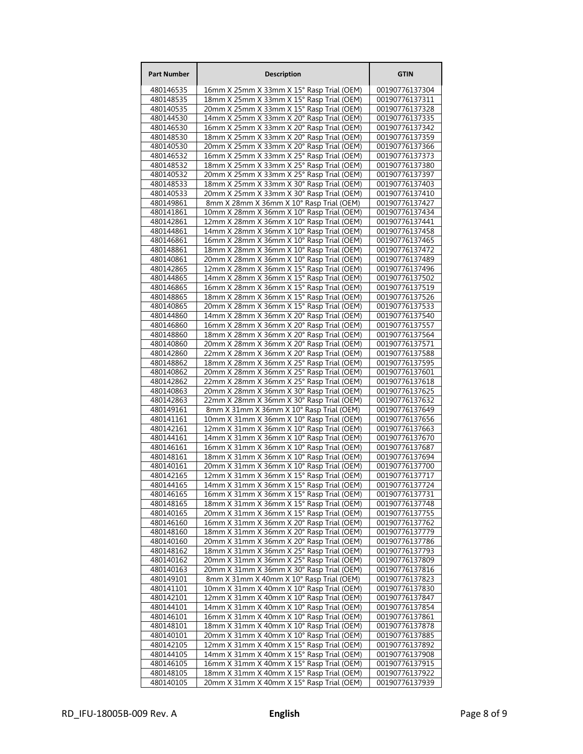| Part Number | Description | GTIN |
|---|---|---|
| 480146535 | 16mm X 25mm X 33mm X 15° Rasp Trial (OEM) | 00190776137304 |
| 480148535 | 18mm X 25mm X 33mm X 15° Rasp Trial (OEM) | 00190776137311 |
| 480140535 | 20mm X 25mm X 33mm X 15° Rasp Trial (OEM) | 00190776137328 |
| 480144530 | 14mm X 25mm X 33mm X 20° Rasp Trial (OEM) | 00190776137335 |
| 480146530 | 16mm X 25mm X 33mm X 20° Rasp Trial (OEM) | 00190776137342 |
| 480148530 | 18mm X 25mm X 33mm X 20° Rasp Trial (OEM) | 00190776137359 |
| 480140530 | 20mm X 25mm X 33mm X 20° Rasp Trial (OEM) | 00190776137366 |
| 480146532 | 16mm X 25mm X 33mm X 25° Rasp Trial (OEM) | 00190776137373 |
| 480148532 | 18mm X 25mm X 33mm X 25° Rasp Trial (OEM) | 00190776137380 |
| 480140532 | 20mm X 25mm X 33mm X 25° Rasp Trial (OEM) | 00190776137397 |
| 480148533 | 18mm X 25mm X 33mm X 30° Rasp Trial (OEM) | 00190776137403 |
| 480140533 | 20mm X 25mm X 33mm X 30° Rasp Trial (OEM) | 00190776137410 |
| 480149861 | 8mm X 28mm X 36mm X 10° Rasp Trial (OEM) | 00190776137427 |
| 480141861 | 10mm X 28mm X 36mm X 10° Rasp Trial (OEM) | 00190776137434 |
| 480142861 | 12mm X 28mm X 36mm X 10° Rasp Trial (OEM) | 00190776137441 |
| 480144861 | 14mm X 28mm X 36mm X 10° Rasp Trial (OEM) | 00190776137458 |
| 480146861 | 16mm X 28mm X 36mm X 10° Rasp Trial (OEM) | 00190776137465 |
| 480148861 | 18mm X 28mm X 36mm X 10° Rasp Trial (OEM) | 00190776137472 |
| 480140861 | 20mm X 28mm X 36mm X 10° Rasp Trial (OEM) | 00190776137489 |
| 480142865 | 12mm X 28mm X 36mm X 15° Rasp Trial (OEM) | 00190776137496 |
| 480144865 | 14mm X 28mm X 36mm X 15° Rasp Trial (OEM) | 00190776137502 |
| 480146865 | 16mm X 28mm X 36mm X 15° Rasp Trial (OEM) | 00190776137519 |
| 480148865 | 18mm X 28mm X 36mm X 15° Rasp Trial (OEM) | 00190776137526 |
| 480140865 | 20mm X 28mm X 36mm X 15° Rasp Trial (OEM) | 00190776137533 |
| 480144860 | 14mm X 28mm X 36mm X 20° Rasp Trial (OEM) | 00190776137540 |
| 480146860 | 16mm X 28mm X 36mm X 20° Rasp Trial (OEM) | 00190776137557 |
| 480148860 | 18mm X 28mm X 36mm X 20° Rasp Trial (OEM) | 00190776137564 |
| 480140860 | 20mm X 28mm X 36mm X 20° Rasp Trial (OEM) | 00190776137571 |
| 480142860 | 22mm X 28mm X 36mm X 20° Rasp Trial (OEM) | 00190776137588 |
| 480148862 | 18mm X 28mm X 36mm X 25° Rasp Trial (OEM) | 00190776137595 |
| 480140862 | 20mm X 28mm X 36mm X 25° Rasp Trial (OEM) | 00190776137601 |
| 480142862 | 22mm X 28mm X 36mm X 25° Rasp Trial (OEM) | 00190776137618 |
| 480140863 | 20mm X 28mm X 36mm X 30° Rasp Trial (OEM) | 00190776137625 |
| 480142863 | 22mm X 28mm X 36mm X 30° Rasp Trial (OEM) | 00190776137632 |
| 480149161 | 8mm X 31mm X 36mm X 10° Rasp Trial (OEM) | 00190776137649 |
| 480141161 | 10mm X 31mm X 36mm X 10° Rasp Trial (OEM) | 00190776137656 |
| 480142161 | 12mm X 31mm X 36mm X 10° Rasp Trial (OEM) | 00190776137663 |
| 480144161 | 14mm X 31mm X 36mm X 10° Rasp Trial (OEM) | 00190776137670 |
| 480146161 | 16mm X 31mm X 36mm X 10° Rasp Trial (OEM) | 00190776137687 |
| 480148161 | 18mm X 31mm X 36mm X 10° Rasp Trial (OEM) | 00190776137694 |
| 480140161 | 20mm X 31mm X 36mm X 10° Rasp Trial (OEM) | 00190776137700 |
| 480142165 | 12mm X 31mm X 36mm X 15° Rasp Trial (OEM) | 00190776137717 |
| 480144165 | 14mm X 31mm X 36mm X 15° Rasp Trial (OEM) | 00190776137724 |
| 480146165 | 16mm X 31mm X 36mm X 15° Rasp Trial (OEM) | 00190776137731 |
| 480148165 | 18mm X 31mm X 36mm X 15° Rasp Trial (OEM) | 00190776137748 |
| 480140165 | 20mm X 31mm X 36mm X 15° Rasp Trial (OEM) | 00190776137755 |
| 480146160 | 16mm X 31mm X 36mm X 20° Rasp Trial (OEM) | 00190776137762 |
| 480148160 | 18mm X 31mm X 36mm X 20° Rasp Trial (OEM) | 00190776137779 |
| 480140160 | 20mm X 31mm X 36mm X 20° Rasp Trial (OEM) | 00190776137786 |
| 480148162 | 18mm X 31mm X 36mm X 25° Rasp Trial (OEM) | 00190776137793 |
| 480140162 | 20mm X 31mm X 36mm X 25° Rasp Trial (OEM) | 00190776137809 |
| 480140163 | 20mm X 31mm X 36mm X 30° Rasp Trial (OEM) | 00190776137816 |
| 480149101 | 8mm X 31mm X 40mm X 10° Rasp Trial (OEM) | 00190776137823 |
| 480141101 | 10mm X 31mm X 40mm X 10° Rasp Trial (OEM) | 00190776137830 |
| 480142101 | 12mm X 31mm X 40mm X 10° Rasp Trial (OEM) | 00190776137847 |
| 480144101 | 14mm X 31mm X 40mm X 10° Rasp Trial (OEM) | 00190776137854 |
| 480146101 | 16mm X 31mm X 40mm X 10° Rasp Trial (OEM) | 00190776137861 |
| 480148101 | 18mm X 31mm X 40mm X 10° Rasp Trial (OEM) | 00190776137878 |
| 480140101 | 20mm X 31mm X 40mm X 10° Rasp Trial (OEM) | 00190776137885 |
| 480142105 | 12mm X 31mm X 40mm X 15° Rasp Trial (OEM) | 00190776137892 |
| 480144105 | 14mm X 31mm X 40mm X 15° Rasp Trial (OEM) | 00190776137908 |
| 480146105 | 16mm X 31mm X 40mm X 15° Rasp Trial (OEM) | 00190776137915 |
| 480148105 | 18mm X 31mm X 40mm X 15° Rasp Trial (OEM) | 00190776137922 |
| 480140105 | 20mm X 31mm X 40mm X 15° Rasp Trial (OEM) | 00190776137939 |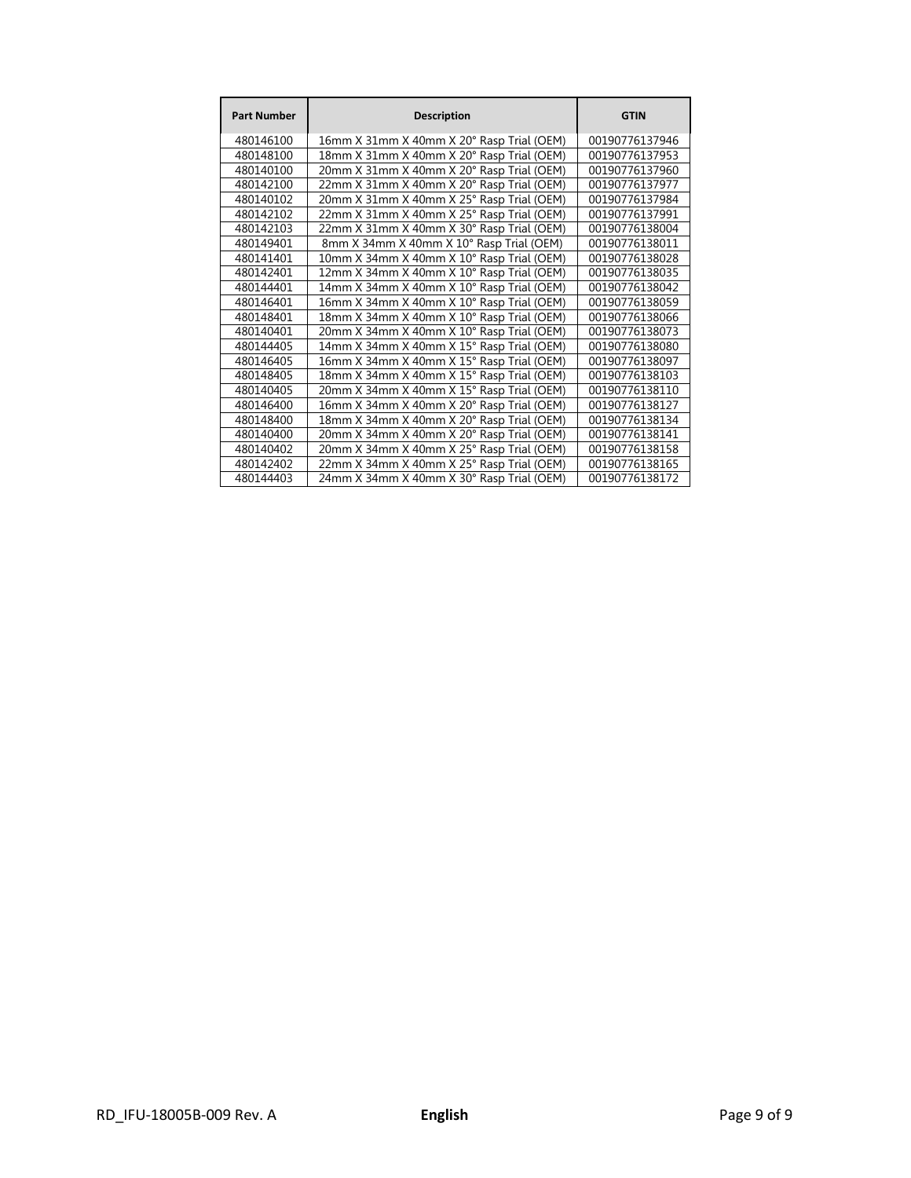| Part Number | Description | GTIN |
|---|---|---|
| 480146100 | 16mm X 31mm X 40mm X 20° Rasp Trial (OEM) | 00190776137946 |
| 480148100 | 18mm X 31mm X 40mm X 20° Rasp Trial (OEM) | 00190776137953 |
| 480140100 | 20mm X 31mm X 40mm X 20° Rasp Trial (OEM) | 00190776137960 |
| 480142100 | 22mm X 31mm X 40mm X 20° Rasp Trial (OEM) | 00190776137977 |
| 480140102 | 20mm X 31mm X 40mm X 25° Rasp Trial (OEM) | 00190776137984 |
| 480142102 | 22mm X 31mm X 40mm X 25° Rasp Trial (OEM) | 00190776137991 |
| 480142103 | 22mm X 31mm X 40mm X 30° Rasp Trial (OEM) | 00190776138004 |
| 480149401 | 8mm X 34mm X 40mm X 10° Rasp Trial (OEM) | 00190776138011 |
| 480141401 | 10mm X 34mm X 40mm X 10° Rasp Trial (OEM) | 00190776138028 |
| 480142401 | 12mm X 34mm X 40mm X 10° Rasp Trial (OEM) | 00190776138035 |
| 480144401 | 14mm X 34mm X 40mm X 10° Rasp Trial (OEM) | 00190776138042 |
| 480146401 | 16mm X 34mm X 40mm X 10° Rasp Trial (OEM) | 00190776138059 |
| 480148401 | 18mm X 34mm X 40mm X 10° Rasp Trial (OEM) | 00190776138066 |
| 480140401 | 20mm X 34mm X 40mm X 10° Rasp Trial (OEM) | 00190776138073 |
| 480144405 | 14mm X 34mm X 40mm X 15° Rasp Trial (OEM) | 00190776138080 |
| 480146405 | 16mm X 34mm X 40mm X 15° Rasp Trial (OEM) | 00190776138097 |
| 480148405 | 18mm X 34mm X 40mm X 15° Rasp Trial (OEM) | 00190776138103 |
| 480140405 | 20mm X 34mm X 40mm X 15° Rasp Trial (OEM) | 00190776138110 |
| 480146400 | 16mm X 34mm X 40mm X 20° Rasp Trial (OEM) | 00190776138127 |
| 480148400 | 18mm X 34mm X 40mm X 20° Rasp Trial (OEM) | 00190776138134 |
| 480140400 | 20mm X 34mm X 40mm X 20° Rasp Trial (OEM) | 00190776138141 |
| 480140402 | 20mm X 34mm X 40mm X 25° Rasp Trial (OEM) | 00190776138158 |
| 480142402 | 22mm X 34mm X 40mm X 25° Rasp Trial (OEM) | 00190776138165 |
| 480144403 | 24mm X 34mm X 40mm X 30° Rasp Trial (OEM) | 00190776138172 |